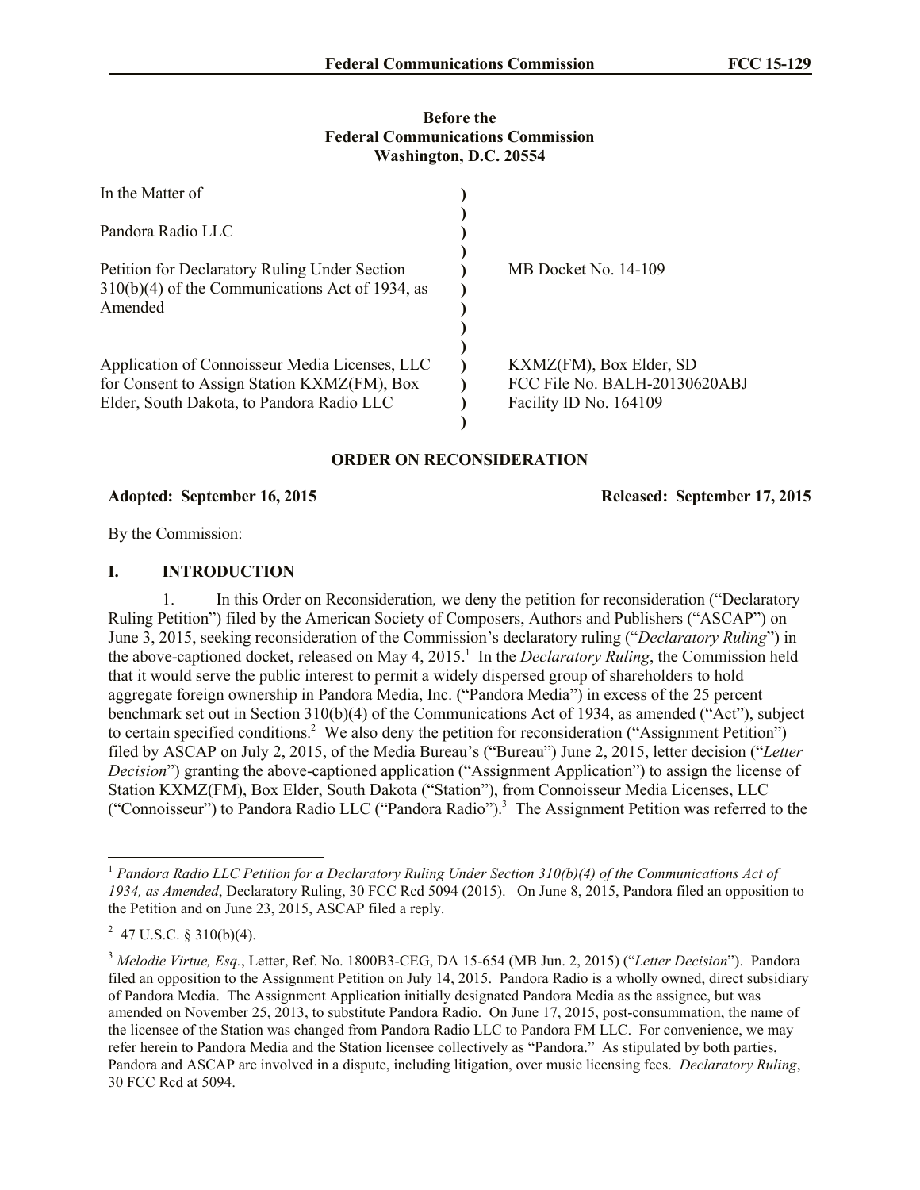**Before the**
**Federal Communications Commission**
**Washington, D.C. 20554**

| | | |
|---|---|---|
| In the Matter of | ) | |
| Pandora Radio LLC | ) | |
| Petition for Declaratory Ruling Under Section 310(b)(4) of the Communications Act of 1934, as Amended | ) | MB Docket No. 14-109 |
| Application of Connoisseur Media Licenses, LLC for Consent to Assign Station KXMZ(FM), Box Elder, South Dakota, to Pandora Radio LLC | ) | KXMZ(FM), Box Elder, SD<br>FCC File No. BALH-20130620ABJ<br>Facility ID No. 164109 |

**ORDER ON RECONSIDERATION**

**Adopted: September 16, 2015** **Released: September 17, 2015**

By the Commission:

## I. INTRODUCTION

1. In this Order on Reconsideration*,* we deny the petition for reconsideration ("Declaratory Ruling Petition") filed by the American Society of Composers, Authors and Publishers ("ASCAP") on June 3, 2015, seeking reconsideration of the Commission's declaratory ruling ("*Declaratory Ruling*") in the above-captioned docket, released on May 4, 2015.[1] In the *Declaratory Ruling*, the Commission held that it would serve the public interest to permit a widely dispersed group of shareholders to hold aggregate foreign ownership in Pandora Media, Inc. ("Pandora Media") in excess of the 25 percent benchmark set out in Section 310(b)(4) of the Communications Act of 1934, as amended ("Act"), subject to certain specified conditions.[2] We also deny the petition for reconsideration ("Assignment Petition") filed by ASCAP on July 2, 2015, of the Media Bureau's ("Bureau") June 2, 2015, letter decision ("*Letter Decision*") granting the above-captioned application ("Assignment Application") to assign the license of Station KXMZ(FM), Box Elder, South Dakota ("Station"), from Connoisseur Media Licenses, LLC ("Connoisseur") to Pandora Radio LLC ("Pandora Radio").[3] The Assignment Petition was referred to the

---

[1] *Pandora Radio LLC Petition for a Declaratory Ruling Under Section 310(b)(4) of the Communications Act of 1934, as Amended*, Declaratory Ruling, 30 FCC Rcd 5094 (2015). On June 8, 2015, Pandora filed an opposition to the Petition and on June 23, 2015, ASCAP filed a reply.

[2] 47 U.S.C. § 310(b)(4).

[3] *Melodie Virtue, Esq.*, Letter, Ref. No. 1800B3-CEG, DA 15-654 (MB Jun. 2, 2015) ("*Letter Decision*"). Pandora filed an opposition to the Assignment Petition on July 14, 2015. Pandora Radio is a wholly owned, direct subsidiary of Pandora Media. The Assignment Application initially designated Pandora Media as the assignee, but was amended on November 25, 2013, to substitute Pandora Radio. On June 17, 2015, post-consummation, the name of the licensee of the Station was changed from Pandora Radio LLC to Pandora FM LLC. For convenience, we may refer herein to Pandora Media and the Station licensee collectively as "Pandora." As stipulated by both parties, Pandora and ASCAP are involved in a dispute, including litigation, over music licensing fees. *Declaratory Ruling*, 30 FCC Rcd at 5094.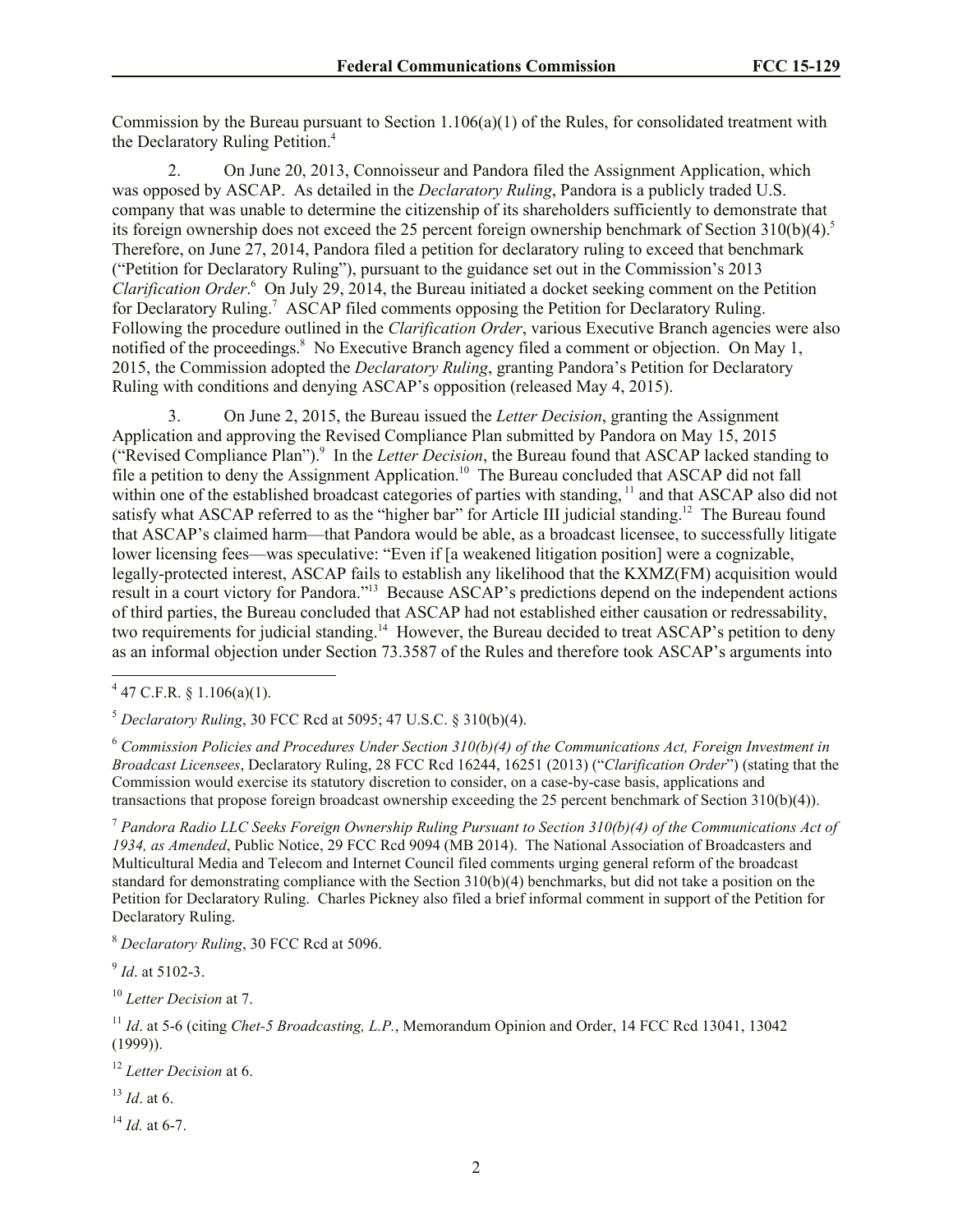Commission by the Bureau pursuant to Section 1.106(a)(1) of the Rules, for consolidated treatment with the Declaratory Ruling Petition.[4]

2. On June 20, 2013, Connoisseur and Pandora filed the Assignment Application, which was opposed by ASCAP. As detailed in the *Declaratory Ruling*, Pandora is a publicly traded U.S. company that was unable to determine the citizenship of its shareholders sufficiently to demonstrate that its foreign ownership does not exceed the 25 percent foreign ownership benchmark of Section 310(b)(4).[5] Therefore, on June 27, 2014, Pandora filed a petition for declaratory ruling to exceed that benchmark ("Petition for Declaratory Ruling"), pursuant to the guidance set out in the Commission's 2013 *Clarification Order*.[6] On July 29, 2014, the Bureau initiated a docket seeking comment on the Petition for Declaratory Ruling.[7] ASCAP filed comments opposing the Petition for Declaratory Ruling. Following the procedure outlined in the *Clarification Order*, various Executive Branch agencies were also notified of the proceedings.[8] No Executive Branch agency filed a comment or objection. On May 1, 2015, the Commission adopted the *Declaratory Ruling*, granting Pandora's Petition for Declaratory Ruling with conditions and denying ASCAP's opposition (released May 4, 2015).

3. On June 2, 2015, the Bureau issued the *Letter Decision*, granting the Assignment Application and approving the Revised Compliance Plan submitted by Pandora on May 15, 2015 ("Revised Compliance Plan").[9] In the *Letter Decision*, the Bureau found that ASCAP lacked standing to file a petition to deny the Assignment Application.[10] The Bureau concluded that ASCAP did not fall within one of the established broadcast categories of parties with standing,[11] and that ASCAP also did not satisfy what ASCAP referred to as the "higher bar" for Article III judicial standing.[12] The Bureau found that ASCAP's claimed harm—that Pandora would be able, as a broadcast licensee, to successfully litigate lower licensing fees—was speculative: "Even if [a weakened litigation position] were a cognizable, legally-protected interest, ASCAP fails to establish any likelihood that the KXMZ(FM) acquisition would result in a court victory for Pandora."[13] Because ASCAP's predictions depend on the independent actions of third parties, the Bureau concluded that ASCAP had not established either causation or redressability, two requirements for judicial standing.[14] However, the Bureau decided to treat ASCAP's petition to deny as an informal objection under Section 73.3587 of the Rules and therefore took ASCAP's arguments into

---

[4] 47 C.F.R. § 1.106(a)(1).

[5] *Declaratory Ruling*, 30 FCC Rcd at 5095; 47 U.S.C. § 310(b)(4).

[6] *Commission Policies and Procedures Under Section 310(b)(4) of the Communications Act, Foreign Investment in Broadcast Licensees*, Declaratory Ruling, 28 FCC Rcd 16244, 16251 (2013) ("*Clarification Order*") (stating that the Commission would exercise its statutory discretion to consider, on a case-by-case basis, applications and transactions that propose foreign broadcast ownership exceeding the 25 percent benchmark of Section 310(b)(4)).

[7] *Pandora Radio LLC Seeks Foreign Ownership Ruling Pursuant to Section 310(b)(4) of the Communications Act of 1934, as Amended*, Public Notice, 29 FCC Rcd 9094 (MB 2014). The National Association of Broadcasters and Multicultural Media and Telecom and Internet Council filed comments urging general reform of the broadcast standard for demonstrating compliance with the Section 310(b)(4) benchmarks, but did not take a position on the Petition for Declaratory Ruling. Charles Pickney also filed a brief informal comment in support of the Petition for Declaratory Ruling.

[8] *Declaratory Ruling*, 30 FCC Rcd at 5096.

[9] *Id*. at 5102-3.

[10] *Letter Decision* at 7.

[11] *Id*. at 5-6 (citing *Chet-5 Broadcasting, L.P.*, Memorandum Opinion and Order, 14 FCC Rcd 13041, 13042 (1999)).

[12] *Letter Decision* at 6.

[13] *Id*. at 6.

[14] *Id.* at 6-7.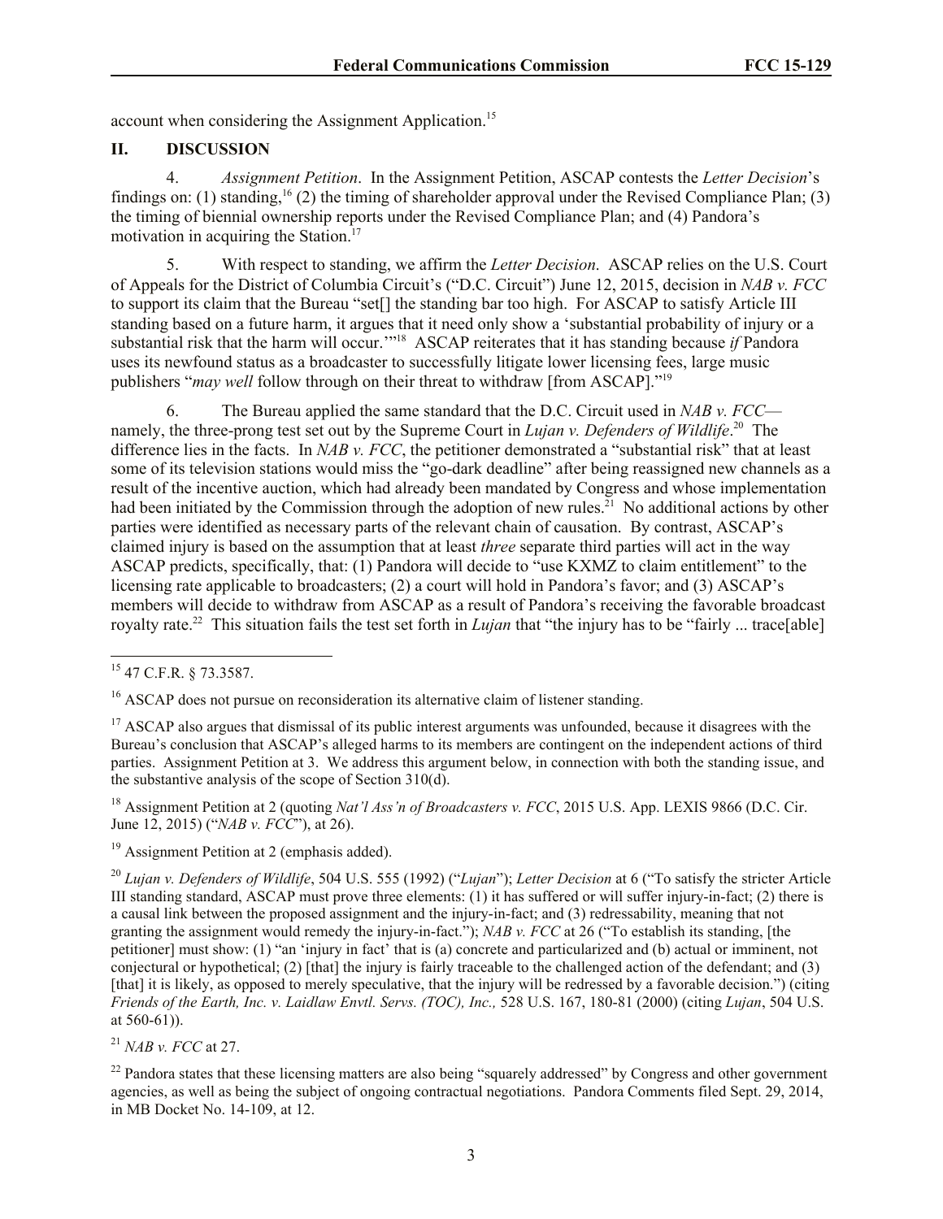account when considering the Assignment Application.[15]

## II. DISCUSSION

4. *Assignment Petition*. In the Assignment Petition, ASCAP contests the *Letter Decision*'s findings on: (1) standing,[16] (2) the timing of shareholder approval under the Revised Compliance Plan; (3) the timing of biennial ownership reports under the Revised Compliance Plan; and (4) Pandora's motivation in acquiring the Station.[17]

5. With respect to standing, we affirm the *Letter Decision*. ASCAP relies on the U.S. Court of Appeals for the District of Columbia Circuit's ("D.C. Circuit") June 12, 2015, decision in *NAB v. FCC* to support its claim that the Bureau "set[] the standing bar too high. For ASCAP to satisfy Article III standing based on a future harm, it argues that it need only show a 'substantial probability of injury or a substantial risk that the harm will occur.'"[18] ASCAP reiterates that it has standing because *if* Pandora uses its newfound status as a broadcaster to successfully litigate lower licensing fees, large music publishers "*may well* follow through on their threat to withdraw [from ASCAP]."[19]

6. The Bureau applied the same standard that the D.C. Circuit used in *NAB v. FCC*—namely, the three-prong test set out by the Supreme Court in *Lujan v. Defenders of Wildlife*.[20] The difference lies in the facts. In *NAB v. FCC*, the petitioner demonstrated a "substantial risk" that at least some of its television stations would miss the "go-dark deadline" after being reassigned new channels as a result of the incentive auction, which had already been mandated by Congress and whose implementation had been initiated by the Commission through the adoption of new rules.[21] No additional actions by other parties were identified as necessary parts of the relevant chain of causation. By contrast, ASCAP's claimed injury is based on the assumption that at least *three* separate third parties will act in the way ASCAP predicts, specifically, that: (1) Pandora will decide to "use KXMZ to claim entitlement" to the licensing rate applicable to broadcasters; (2) a court will hold in Pandora's favor; and (3) ASCAP's members will decide to withdraw from ASCAP as a result of Pandora's receiving the favorable broadcast royalty rate.[22] This situation fails the test set forth in *Lujan* that "the injury has to be "fairly ... trace[able]

---

[15] 47 C.F.R. § 73.3587.

[16] ASCAP does not pursue on reconsideration its alternative claim of listener standing.

[17] ASCAP also argues that dismissal of its public interest arguments was unfounded, because it disagrees with the Bureau's conclusion that ASCAP's alleged harms to its members are contingent on the independent actions of third parties. Assignment Petition at 3. We address this argument below, in connection with both the standing issue, and the substantive analysis of the scope of Section 310(d).

[18] Assignment Petition at 2 (quoting *Nat'l Ass'n of Broadcasters v. FCC*, 2015 U.S. App. LEXIS 9866 (D.C. Cir. June 12, 2015) ("*NAB v. FCC*"), at 26).

[19] Assignment Petition at 2 (emphasis added).

[20] *Lujan v. Defenders of Wildlife*, 504 U.S. 555 (1992) ("*Lujan*"); *Letter Decision* at 6 ("To satisfy the stricter Article III standing standard, ASCAP must prove three elements: (1) it has suffered or will suffer injury-in-fact; (2) there is a causal link between the proposed assignment and the injury-in-fact; and (3) redressability, meaning that not granting the assignment would remedy the injury-in-fact."); *NAB v. FCC* at 26 ("To establish its standing, [the petitioner] must show: (1) "an 'injury in fact' that is (a) concrete and particularized and (b) actual or imminent, not conjectural or hypothetical; (2) [that] the injury is fairly traceable to the challenged action of the defendant; and (3) [that] it is likely, as opposed to merely speculative, that the injury will be redressed by a favorable decision.") (citing *Friends of the Earth, Inc. v. Laidlaw Envtl. Servs. (TOC), Inc.,* 528 U.S. 167, 180-81 (2000) (citing *Lujan*, 504 U.S. at 560-61)).

[21] *NAB v. FCC* at 27.

[22] Pandora states that these licensing matters are also being "squarely addressed" by Congress and other government agencies, as well as being the subject of ongoing contractual negotiations. Pandora Comments filed Sept. 29, 2014, in MB Docket No. 14-109, at 12.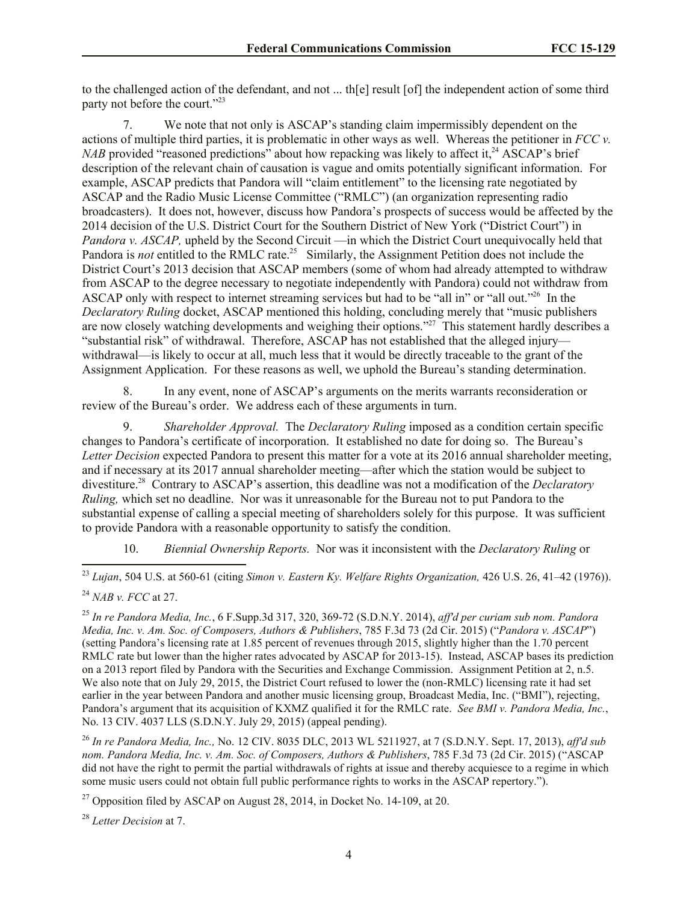to the challenged action of the defendant, and not ... th[e] result [of] the independent action of some third party not before the court."[23]

7. We note that not only is ASCAP's standing claim impermissibly dependent on the actions of multiple third parties, it is problematic in other ways as well. Whereas the petitioner in *FCC v. NAB* provided "reasoned predictions" about how repacking was likely to affect it,[24] ASCAP's brief description of the relevant chain of causation is vague and omits potentially significant information. For example, ASCAP predicts that Pandora will "claim entitlement" to the licensing rate negotiated by ASCAP and the Radio Music License Committee ("RMLC") (an organization representing radio broadcasters). It does not, however, discuss how Pandora's prospects of success would be affected by the 2014 decision of the U.S. District Court for the Southern District of New York ("District Court") in *Pandora v. ASCAP,* upheld by the Second Circuit —in which the District Court unequivocally held that Pandora is *not* entitled to the RMLC rate.[25] Similarly, the Assignment Petition does not include the District Court's 2013 decision that ASCAP members (some of whom had already attempted to withdraw from ASCAP to the degree necessary to negotiate independently with Pandora) could not withdraw from ASCAP only with respect to internet streaming services but had to be "all in" or "all out."[26] In the *Declaratory Ruling* docket, ASCAP mentioned this holding, concluding merely that "music publishers are now closely watching developments and weighing their options."[27] This statement hardly describes a "substantial risk" of withdrawal. Therefore, ASCAP has not established that the alleged injury—withdrawal—is likely to occur at all, much less that it would be directly traceable to the grant of the Assignment Application. For these reasons as well, we uphold the Bureau's standing determination.

8. In any event, none of ASCAP's arguments on the merits warrants reconsideration or review of the Bureau's order. We address each of these arguments in turn.

9. *Shareholder Approval.* The *Declaratory Ruling* imposed as a condition certain specific changes to Pandora's certificate of incorporation. It established no date for doing so. The Bureau's *Letter Decision* expected Pandora to present this matter for a vote at its 2016 annual shareholder meeting, and if necessary at its 2017 annual shareholder meeting—after which the station would be subject to divestiture.[28] Contrary to ASCAP's assertion, this deadline was not a modification of the *Declaratory Ruling,* which set no deadline. Nor was it unreasonable for the Bureau not to put Pandora to the substantial expense of calling a special meeting of shareholders solely for this purpose. It was sufficient to provide Pandora with a reasonable opportunity to satisfy the condition.

10. *Biennial Ownership Reports.* Nor was it inconsistent with the *Declaratory Ruling* or

---

[23] *Lujan*, 504 U.S. at 560-61 (citing *Simon v. Eastern Ky. Welfare Rights Organization,* 426 U.S. 26, 41–42 (1976)).

[24] *NAB v. FCC* at 27.

[25] *In re Pandora Media, Inc.*, 6 F.Supp.3d 317, 320, 369-72 (S.D.N.Y. 2014), *aff'd per curiam sub nom. Pandora Media, Inc. v. Am. Soc. of Composers, Authors & Publishers*, 785 F.3d 73 (2d Cir. 2015) ("*Pandora v. ASCAP*") (setting Pandora's licensing rate at 1.85 percent of revenues through 2015, slightly higher than the 1.70 percent RMLC rate but lower than the higher rates advocated by ASCAP for 2013-15). Instead, ASCAP bases its prediction on a 2013 report filed by Pandora with the Securities and Exchange Commission. Assignment Petition at 2, n.5. We also note that on July 29, 2015, the District Court refused to lower the (non-RMLC) licensing rate it had set earlier in the year between Pandora and another music licensing group, Broadcast Media, Inc. ("BMI"), rejecting Pandora's argument that its acquisition of KXMZ qualified it for the RMLC rate. *See BMI v. Pandora Media, Inc.*, No. 13 CIV. 4037 LLS (S.D.N.Y. July 29, 2015) (appeal pending).

[26] *In re Pandora Media, Inc.,* No. 12 CIV. 8035 DLC, 2013 WL 5211927, at 7 (S.D.N.Y. Sept. 17, 2013), *aff'd sub nom. Pandora Media, Inc. v. Am. Soc. of Composers, Authors & Publishers*, 785 F.3d 73 (2d Cir. 2015) ("ASCAP did not have the right to permit the partial withdrawals of rights at issue and thereby acquiesce to a regime in which some music users could not obtain full public performance rights to works in the ASCAP repertory.").

[27] Opposition filed by ASCAP on August 28, 2014, in Docket No. 14-109, at 20.

[28] *Letter Decision* at 7.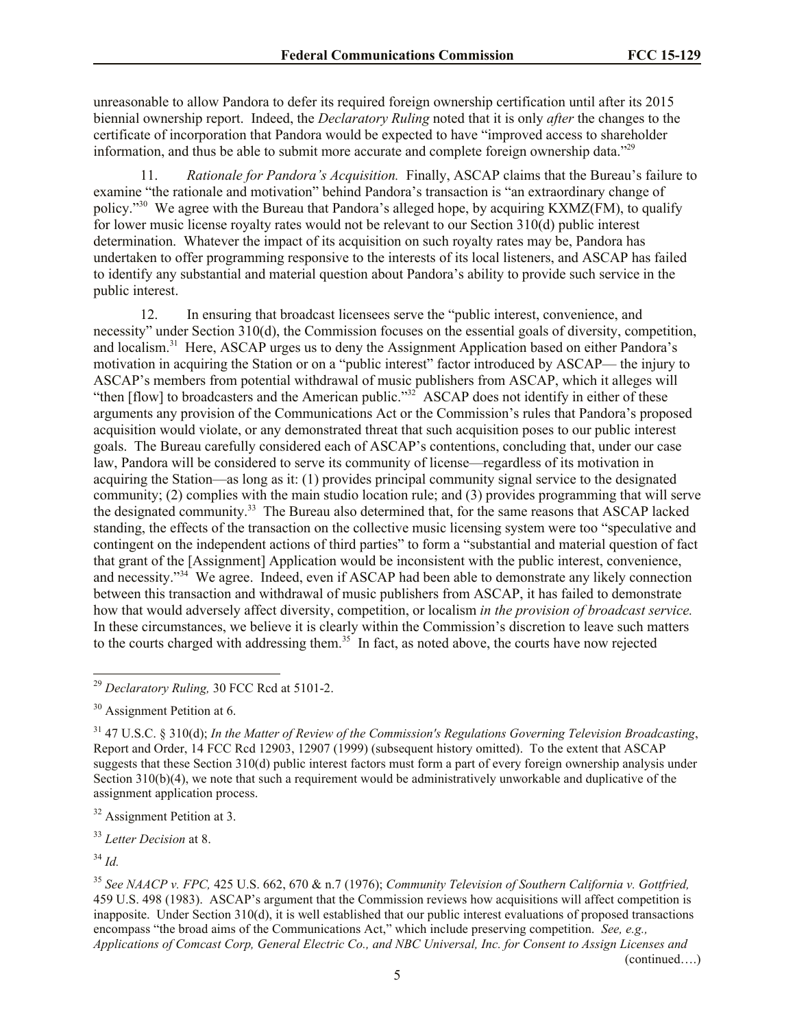unreasonable to allow Pandora to defer its required foreign ownership certification until after its 2015 biennial ownership report. Indeed, the *Declaratory Ruling* noted that it is only *after* the changes to the certificate of incorporation that Pandora would be expected to have "improved access to shareholder information, and thus be able to submit more accurate and complete foreign ownership data."[29]

11. *Rationale for Pandora's Acquisition.* Finally, ASCAP claims that the Bureau's failure to examine "the rationale and motivation" behind Pandora's transaction is "an extraordinary change of policy."[30] We agree with the Bureau that Pandora's alleged hope, by acquiring KXMZ(FM), to qualify for lower music license royalty rates would not be relevant to our Section 310(d) public interest determination. Whatever the impact of its acquisition on such royalty rates may be, Pandora has undertaken to offer programming responsive to the interests of its local listeners, and ASCAP has failed to identify any substantial and material question about Pandora's ability to provide such service in the public interest.

12. In ensuring that broadcast licensees serve the "public interest, convenience, and necessity" under Section 310(d), the Commission focuses on the essential goals of diversity, competition, and localism.[31] Here, ASCAP urges us to deny the Assignment Application based on either Pandora's motivation in acquiring the Station or on a "public interest" factor introduced by ASCAP— the injury to ASCAP's members from potential withdrawal of music publishers from ASCAP, which it alleges will "then [flow] to broadcasters and the American public."[32] ASCAP does not identify in either of these arguments any provision of the Communications Act or the Commission's rules that Pandora's proposed acquisition would violate, or any demonstrated threat that such acquisition poses to our public interest goals. The Bureau carefully considered each of ASCAP's contentions, concluding that, under our case law, Pandora will be considered to serve its community of license—regardless of its motivation in acquiring the Station—as long as it: (1) provides principal community signal service to the designated community; (2) complies with the main studio location rule; and (3) provides programming that will serve the designated community.[33] The Bureau also determined that, for the same reasons that ASCAP lacked standing, the effects of the transaction on the collective music licensing system were too "speculative and contingent on the independent actions of third parties" to form a "substantial and material question of fact that grant of the [Assignment] Application would be inconsistent with the public interest, convenience, and necessity."[34] We agree. Indeed, even if ASCAP had been able to demonstrate any likely connection between this transaction and withdrawal of music publishers from ASCAP, it has failed to demonstrate how that would adversely affect diversity, competition, or localism *in the provision of broadcast service.* In these circumstances, we believe it is clearly within the Commission's discretion to leave such matters to the courts charged with addressing them.[35] In fact, as noted above, the courts have now rejected

---

[29] *Declaratory Ruling,* 30 FCC Rcd at 5101-2.

[30] Assignment Petition at 6.

[31] 47 U.S.C. § 310(d); *In the Matter of Review of the Commission's Regulations Governing Television Broadcasting*, Report and Order, 14 FCC Rcd 12903, 12907 (1999) (subsequent history omitted). To the extent that ASCAP suggests that these Section 310(d) public interest factors must form a part of every foreign ownership analysis under Section 310(b)(4), we note that such a requirement would be administratively unworkable and duplicative of the assignment application process.

[32] Assignment Petition at 3.

[33] *Letter Decision* at 8.

[34] *Id.*

[35] *See NAACP v. FPC,* 425 U.S. 662, 670 & n.7 (1976); *Community Television of Southern California v. Gottfried,* 459 U.S. 498 (1983). ASCAP's argument that the Commission reviews how acquisitions will affect competition is inapposite. Under Section 310(d), it is well established that our public interest evaluations of proposed transactions encompass "the broad aims of the Communications Act," which include preserving competition. *See, e.g., Applications of Comcast Corp, General Electric Co., and NBC Universal, Inc. for Consent to Assign Licenses and*

(continued….)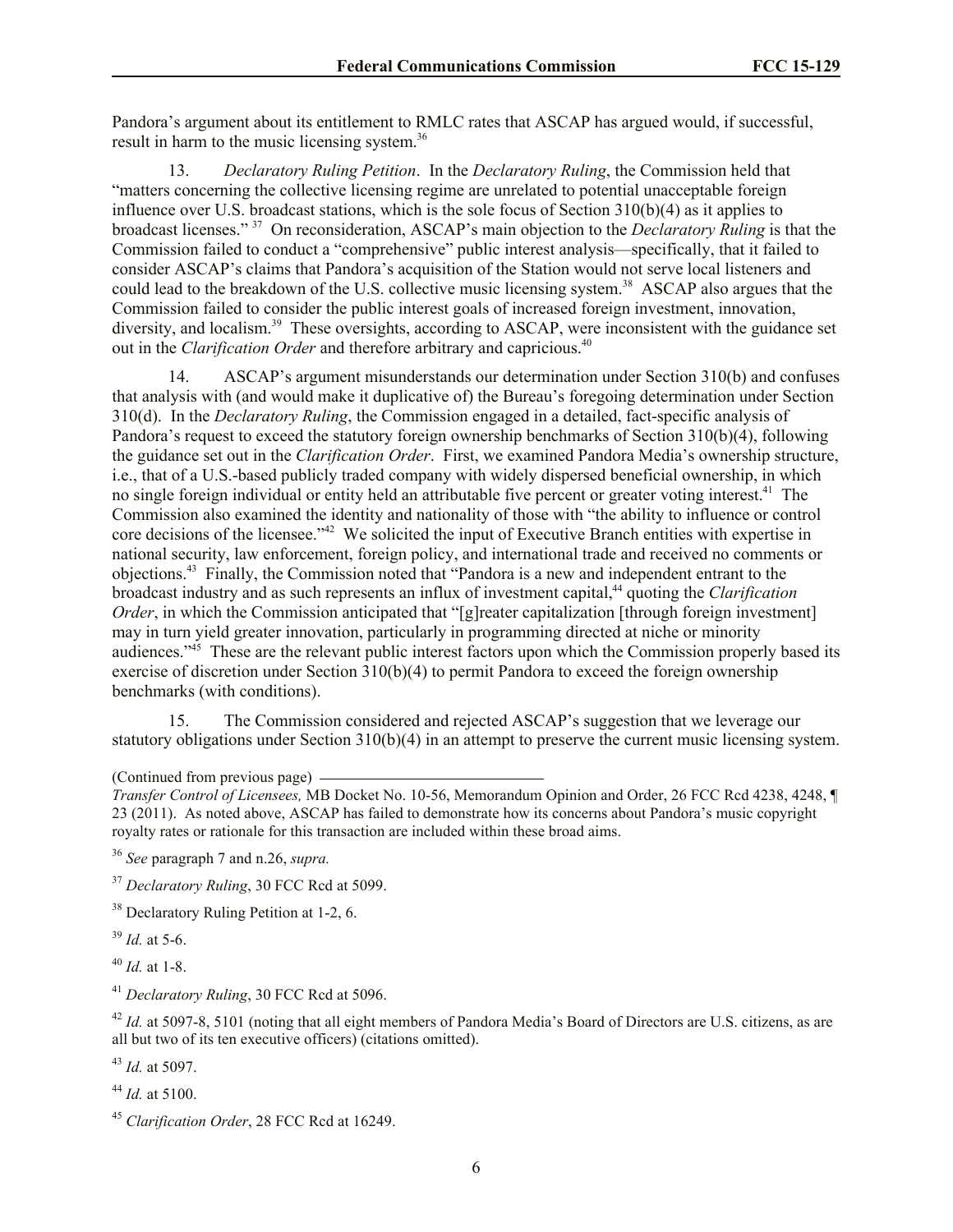Pandora's argument about its entitlement to RMLC rates that ASCAP has argued would, if successful, result in harm to the music licensing system.[36]

13. *Declaratory Ruling Petition*. In the *Declaratory Ruling*, the Commission held that "matters concerning the collective licensing regime are unrelated to potential unacceptable foreign influence over U.S. broadcast stations, which is the sole focus of Section 310(b)(4) as it applies to broadcast licenses." [37] On reconsideration, ASCAP's main objection to the *Declaratory Ruling* is that the Commission failed to conduct a "comprehensive" public interest analysis—specifically, that it failed to consider ASCAP's claims that Pandora's acquisition of the Station would not serve local listeners and could lead to the breakdown of the U.S. collective music licensing system.[38] ASCAP also argues that the Commission failed to consider the public interest goals of increased foreign investment, innovation, diversity, and localism.[39] These oversights, according to ASCAP, were inconsistent with the guidance set out in the *Clarification Order* and therefore arbitrary and capricious.[40]

14. ASCAP's argument misunderstands our determination under Section 310(b) and confuses that analysis with (and would make it duplicative of) the Bureau's foregoing determination under Section 310(d). In the *Declaratory Ruling*, the Commission engaged in a detailed, fact-specific analysis of Pandora's request to exceed the statutory foreign ownership benchmarks of Section 310(b)(4), following the guidance set out in the *Clarification Order*. First, we examined Pandora Media's ownership structure, i.e., that of a U.S.-based publicly traded company with widely dispersed beneficial ownership, in which no single foreign individual or entity held an attributable five percent or greater voting interest.[41] The Commission also examined the identity and nationality of those with "the ability to influence or control core decisions of the licensee."[42] We solicited the input of Executive Branch entities with expertise in national security, law enforcement, foreign policy, and international trade and received no comments or objections.[43] Finally, the Commission noted that "Pandora is a new and independent entrant to the broadcast industry and as such represents an influx of investment capital,[44] quoting the *Clarification Order*, in which the Commission anticipated that "[g]reater capitalization [through foreign investment] may in turn yield greater innovation, particularly in programming directed at niche or minority audiences."[45] These are the relevant public interest factors upon which the Commission properly based its exercise of discretion under Section 310(b)(4) to permit Pandora to exceed the foreign ownership benchmarks (with conditions).

15. The Commission considered and rejected ASCAP's suggestion that we leverage our statutory obligations under Section 310(b)(4) in an attempt to preserve the current music licensing system.

---

(Continued from previous page)
*Transfer Control of Licensees,* MB Docket No. 10-56, Memorandum Opinion and Order, 26 FCC Rcd 4238, 4248, ¶ 23 (2011). As noted above, ASCAP has failed to demonstrate how its concerns about Pandora's music copyright royalty rates or rationale for this transaction are included within these broad aims.

[36] *See* paragraph 7 and n.26, *supra.*

[37] *Declaratory Ruling*, 30 FCC Rcd at 5099.

[38] Declaratory Ruling Petition at 1-2, 6.

[39] *Id.* at 5-6.

[40] *Id.* at 1-8.

[41] *Declaratory Ruling*, 30 FCC Rcd at 5096.

[42] *Id.* at 5097-8, 5101 (noting that all eight members of Pandora Media's Board of Directors are U.S. citizens, as are all but two of its ten executive officers) (citations omitted).

[43] *Id.* at 5097.

[44] *Id.* at 5100.

[45] *Clarification Order*, 28 FCC Rcd at 16249.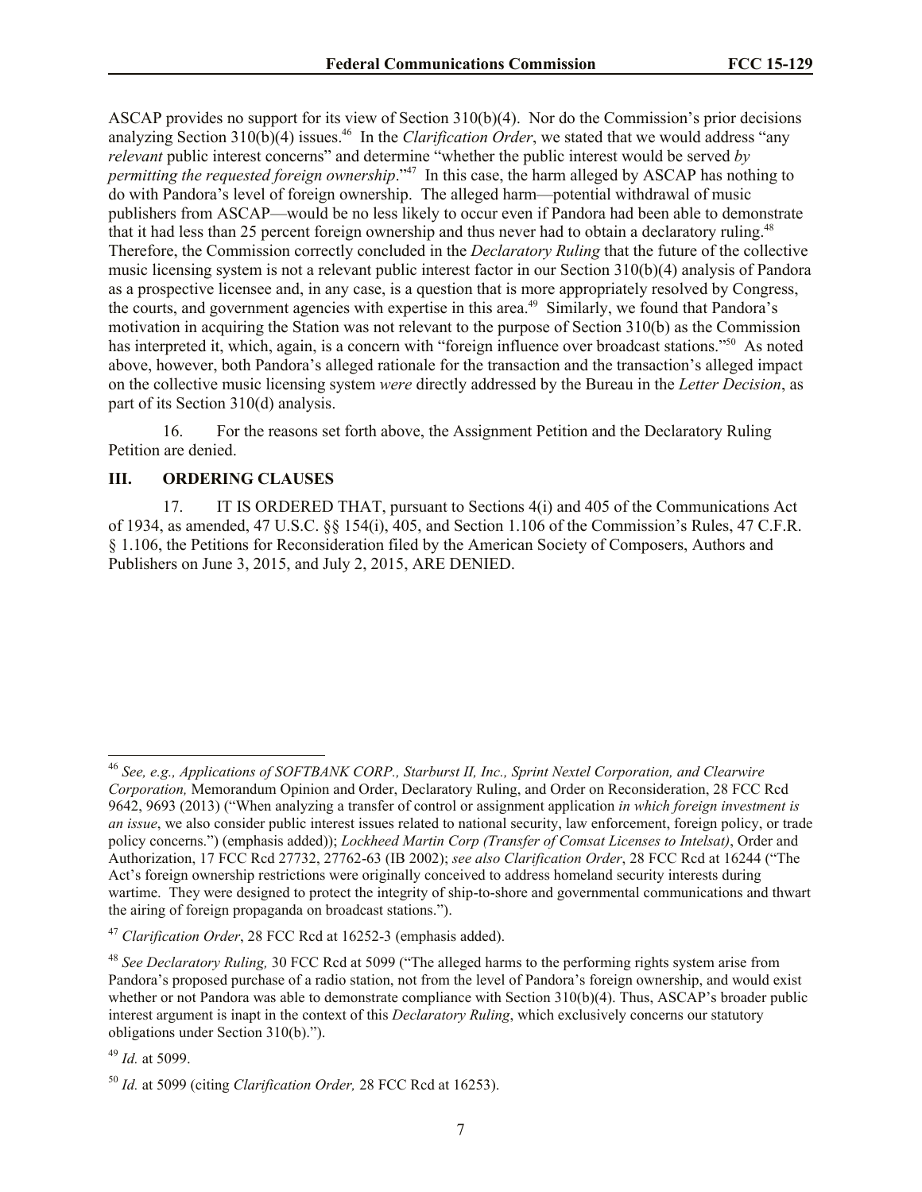ASCAP provides no support for its view of Section 310(b)(4). Nor do the Commission's prior decisions analyzing Section 310(b)(4) issues.[46] In the *Clarification Order*, we stated that we would address "any *relevant* public interest concerns" and determine "whether the public interest would be served *by permitting the requested foreign ownership*."[47] In this case, the harm alleged by ASCAP has nothing to do with Pandora's level of foreign ownership. The alleged harm—potential withdrawal of music publishers from ASCAP—would be no less likely to occur even if Pandora had been able to demonstrate that it had less than 25 percent foreign ownership and thus never had to obtain a declaratory ruling.[48] Therefore, the Commission correctly concluded in the *Declaratory Ruling* that the future of the collective music licensing system is not a relevant public interest factor in our Section 310(b)(4) analysis of Pandora as a prospective licensee and, in any case, is a question that is more appropriately resolved by Congress, the courts, and government agencies with expertise in this area.[49] Similarly, we found that Pandora's motivation in acquiring the Station was not relevant to the purpose of Section 310(b) as the Commission has interpreted it, which, again, is a concern with "foreign influence over broadcast stations."[50] As noted above, however, both Pandora's alleged rationale for the transaction and the transaction's alleged impact on the collective music licensing system *were* directly addressed by the Bureau in the *Letter Decision*, as part of its Section 310(d) analysis.

16. For the reasons set forth above, the Assignment Petition and the Declaratory Ruling Petition are denied.

## III. ORDERING CLAUSES

17. IT IS ORDERED THAT, pursuant to Sections 4(i) and 405 of the Communications Act of 1934, as amended, 47 U.S.C. §§ 154(i), 405, and Section 1.106 of the Commission's Rules, 47 C.F.R. § 1.106, the Petitions for Reconsideration filed by the American Society of Composers, Authors and Publishers on June 3, 2015, and July 2, 2015, ARE DENIED.

---

[46] *See, e.g., Applications of SOFTBANK CORP., Starburst II, Inc., Sprint Nextel Corporation, and Clearwire Corporation,* Memorandum Opinion and Order, Declaratory Ruling, and Order on Reconsideration, 28 FCC Rcd 9642, 9693 (2013) ("When analyzing a transfer of control or assignment application *in which foreign investment is an issue*, we also consider public interest issues related to national security, law enforcement, foreign policy, or trade policy concerns.") (emphasis added)); *Lockheed Martin Corp (Transfer of Comsat Licenses to Intelsat)*, Order and Authorization, 17 FCC Rcd 27732, 27762-63 (IB 2002); *see also Clarification Order*, 28 FCC Rcd at 16244 ("The Act's foreign ownership restrictions were originally conceived to address homeland security interests during wartime. They were designed to protect the integrity of ship-to-shore and governmental communications and thwart the airing of foreign propaganda on broadcast stations.").

[47] *Clarification Order*, 28 FCC Rcd at 16252-3 (emphasis added).

[48] *See Declaratory Ruling,* 30 FCC Rcd at 5099 ("The alleged harms to the performing rights system arise from Pandora's proposed purchase of a radio station, not from the level of Pandora's foreign ownership, and would exist whether or not Pandora was able to demonstrate compliance with Section 310(b)(4). Thus, ASCAP's broader public interest argument is inapt in the context of this *Declaratory Ruling*, which exclusively concerns our statutory obligations under Section 310(b).").

[49] *Id.* at 5099.

[50] *Id.* at 5099 (citing *Clarification Order,* 28 FCC Rcd at 16253).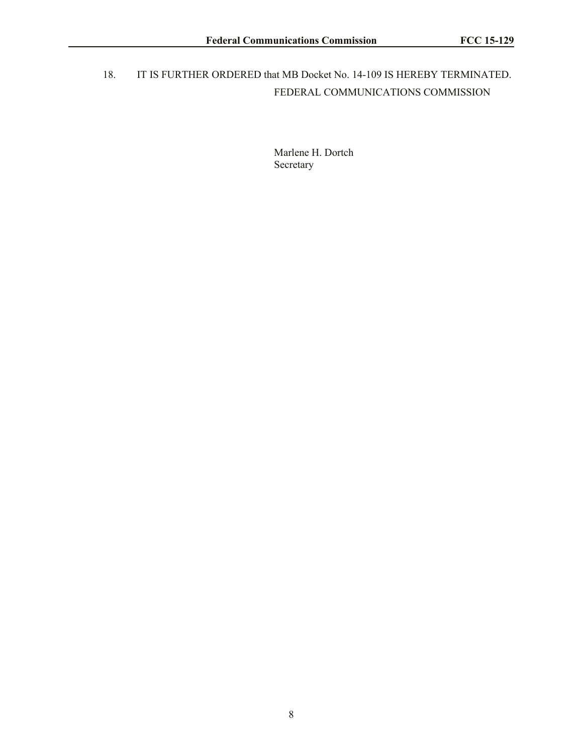18. IT IS FURTHER ORDERED that MB Docket No. 14-109 IS HEREBY TERMINATED.

FEDERAL COMMUNICATIONS COMMISSION

Marlene H. Dortch
Secretary